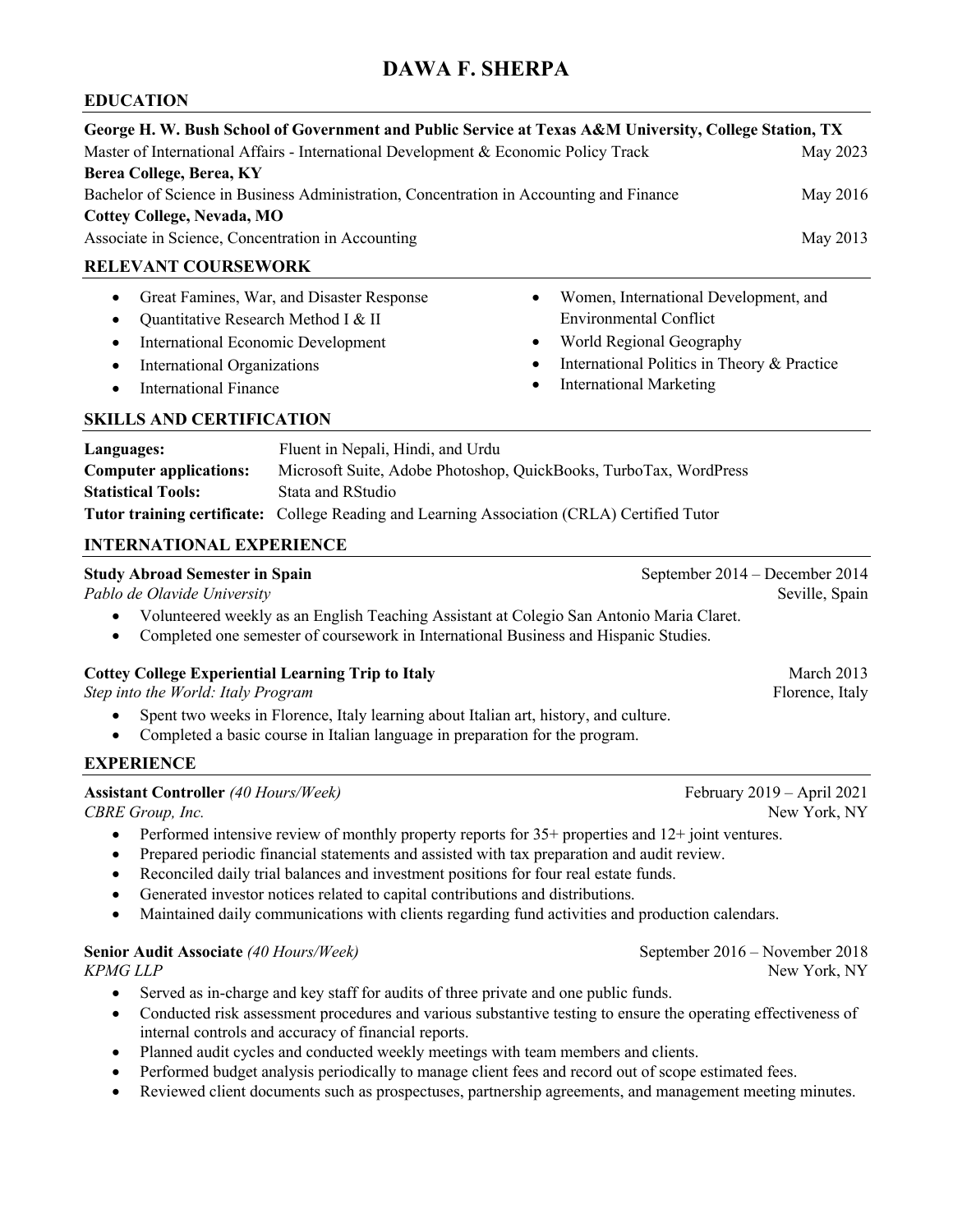# DAWA F. SHERPA

## EDUCATION

**George H. W. Bush School of Government and Public Service at Texas A&M University, College Station, TX**
Master of International Affairs - International Development & Economic Policy Track — May 2023

**Berea College, Berea, KY**
Bachelor of Science in Business Administration, Concentration in Accounting and Finance — May 2016

**Cottey College, Nevada, MO**
Associate in Science, Concentration in Accounting — May 2013

## RELEVANT COURSEWORK

- Great Famines, War, and Disaster Response
- Quantitative Research Method I & II
- International Economic Development
- International Organizations
- International Finance
- Women, International Development, and Environmental Conflict
- World Regional Geography
- International Politics in Theory & Practice
- International Marketing

## SKILLS AND CERTIFICATION

**Languages:** Fluent in Nepali, Hindi, and Urdu
**Computer applications:** Microsoft Suite, Adobe Photoshop, QuickBooks, TurboTax, WordPress
**Statistical Tools:** Stata and RStudio
**Tutor training certificate:** College Reading and Learning Association (CRLA) Certified Tutor

## INTERNATIONAL EXPERIENCE

**Study Abroad Semester in Spain** — September 2014 – December 2014
*Pablo de Olavide University* — Seville, Spain

- Volunteered weekly as an English Teaching Assistant at Colegio San Antonio Maria Claret.
- Completed one semester of coursework in International Business and Hispanic Studies.

**Cottey College Experiential Learning Trip to Italy** — March 2013
*Step into the World: Italy Program* — Florence, Italy

- Spent two weeks in Florence, Italy learning about Italian art, history, and culture.
- Completed a basic course in Italian language in preparation for the program.

## EXPERIENCE

**Assistant Controller** *(40 Hours/Week)* — February 2019 – April 2021
*CBRE Group, Inc.* — New York, NY

- Performed intensive review of monthly property reports for 35+ properties and 12+ joint ventures.
- Prepared periodic financial statements and assisted with tax preparation and audit review.
- Reconciled daily trial balances and investment positions for four real estate funds.
- Generated investor notices related to capital contributions and distributions.
- Maintained daily communications with clients regarding fund activities and production calendars.

**Senior Audit Associate** *(40 Hours/Week)* — September 2016 – November 2018
*KPMG LLP* — New York, NY

- Served as in-charge and key staff for audits of three private and one public funds.
- Conducted risk assessment procedures and various substantive testing to ensure the operating effectiveness of internal controls and accuracy of financial reports.
- Planned audit cycles and conducted weekly meetings with team members and clients.
- Performed budget analysis periodically to manage client fees and record out of scope estimated fees.
- Reviewed client documents such as prospectuses, partnership agreements, and management meeting minutes.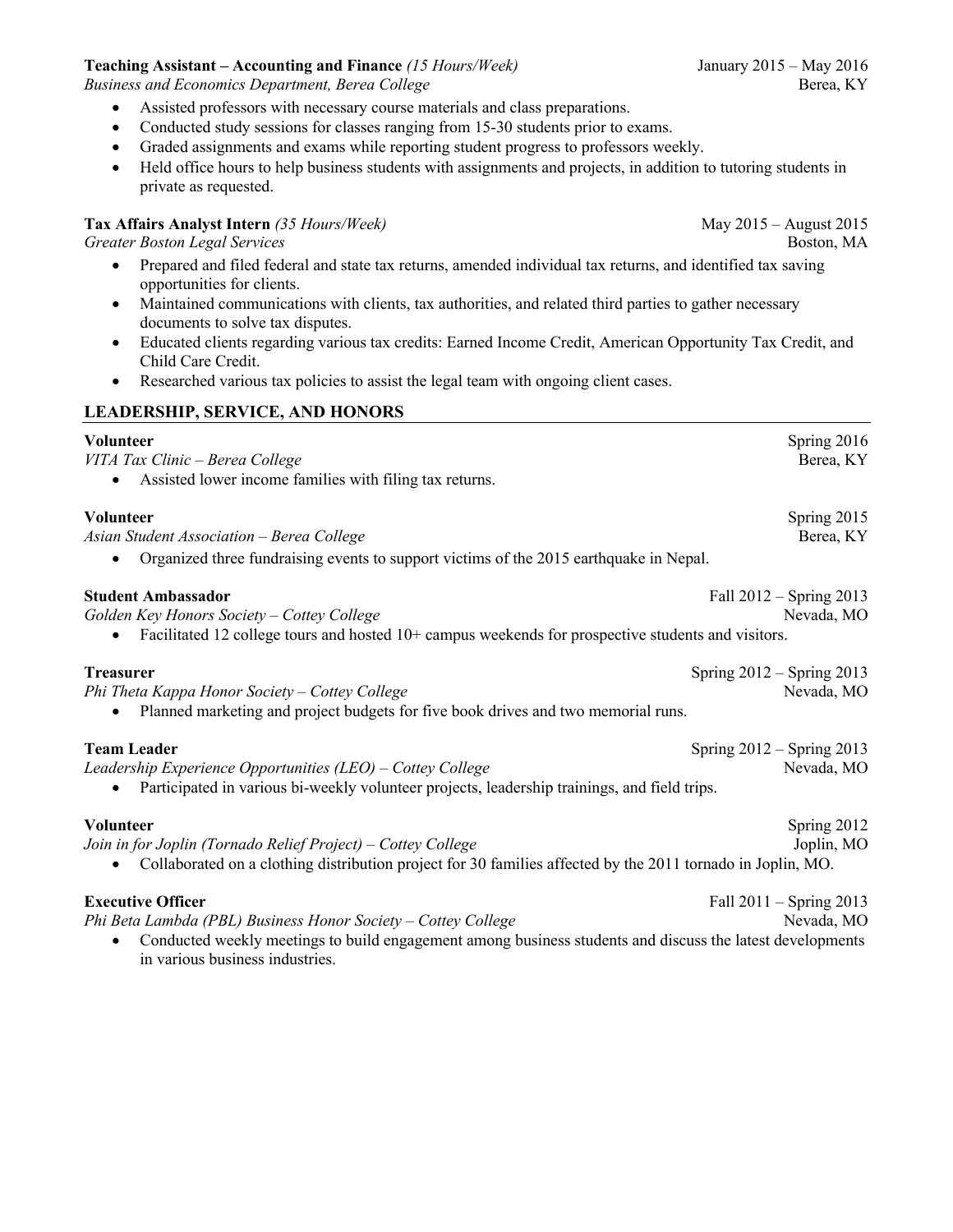**Teaching Assistant – Accounting and Finance** *(15 Hours/Week)* January 2015 – May 2016
*Business and Economics Department, Berea College* Berea, KY

- Assisted professors with necessary course materials and class preparations.
- Conducted study sessions for classes ranging from 15-30 students prior to exams.
- Graded assignments and exams while reporting student progress to professors weekly.
- Held office hours to help business students with assignments and projects, in addition to tutoring students in private as requested.

**Tax Affairs Analyst Intern** *(35 Hours/Week)* May 2015 – August 2015
*Greater Boston Legal Services* Boston, MA

- Prepared and filed federal and state tax returns, amended individual tax returns, and identified tax saving opportunities for clients.
- Maintained communications with clients, tax authorities, and related third parties to gather necessary documents to solve tax disputes.
- Educated clients regarding various tax credits: Earned Income Credit, American Opportunity Tax Credit, and Child Care Credit.
- Researched various tax policies to assist the legal team with ongoing client cases.

## LEADERSHIP, SERVICE, AND HONORS

**Volunteer** Spring 2016
*VITA Tax Clinic – Berea College* Berea, KY

- Assisted lower income families with filing tax returns.

**Volunteer** Spring 2015
*Asian Student Association – Berea College* Berea, KY

- Organized three fundraising events to support victims of the 2015 earthquake in Nepal.

**Student Ambassador** Fall 2012 – Spring 2013
*Golden Key Honors Society – Cottey College* Nevada, MO

- Facilitated 12 college tours and hosted 10+ campus weekends for prospective students and visitors.

**Treasurer** Spring 2012 – Spring 2013
*Phi Theta Kappa Honor Society – Cottey College* Nevada, MO

- Planned marketing and project budgets for five book drives and two memorial runs.

**Team Leader** Spring 2012 – Spring 2013
*Leadership Experience Opportunities (LEO) – Cottey College* Nevada, MO

- Participated in various bi-weekly volunteer projects, leadership trainings, and field trips.

**Volunteer** Spring 2012
*Join in for Joplin (Tornado Relief Project) – Cottey College* Joplin, MO

- Collaborated on a clothing distribution project for 30 families affected by the 2011 tornado in Joplin, MO.

**Executive Officer** Fall 2011 – Spring 2013
*Phi Beta Lambda (PBL) Business Honor Society – Cottey College* Nevada, MO

- Conducted weekly meetings to build engagement among business students and discuss the latest developments in various business industries.